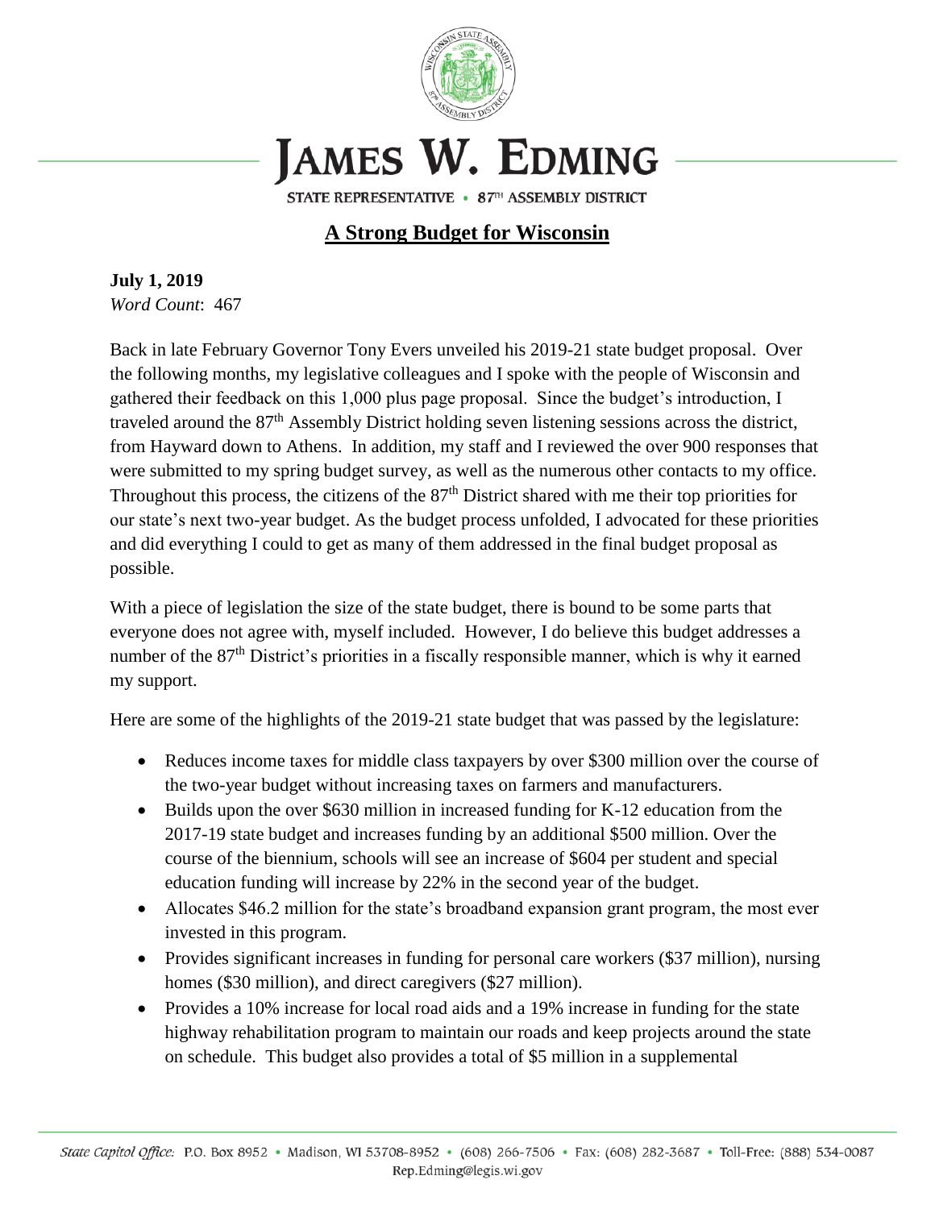# JAMES W. EDMING

STATE REPRESENTATIVE • 87TH ASSEMBLY DISTRICT

## A Strong Budget for Wisconsin

**July 1, 2019**
*Word Count*: 467

Back in late February Governor Tony Evers unveiled his 2019-21 state budget proposal. Over the following months, my legislative colleagues and I spoke with the people of Wisconsin and gathered their feedback on this 1,000 plus page proposal. Since the budget's introduction, I traveled around the 87th Assembly District holding seven listening sessions across the district, from Hayward down to Athens. In addition, my staff and I reviewed the over 900 responses that were submitted to my spring budget survey, as well as the numerous other contacts to my office. Throughout this process, the citizens of the 87th District shared with me their top priorities for our state's next two-year budget. As the budget process unfolded, I advocated for these priorities and did everything I could to get as many of them addressed in the final budget proposal as possible.

With a piece of legislation the size of the state budget, there is bound to be some parts that everyone does not agree with, myself included. However, I do believe this budget addresses a number of the 87th District's priorities in a fiscally responsible manner, which is why it earned my support.

Here are some of the highlights of the 2019-21 state budget that was passed by the legislature:

- Reduces income taxes for middle class taxpayers by over $300 million over the course of the two-year budget without increasing taxes on farmers and manufacturers.
- Builds upon the over $630 million in increased funding for K-12 education from the 2017-19 state budget and increases funding by an additional $500 million. Over the course of the biennium, schools will see an increase of $604 per student and special education funding will increase by 22% in the second year of the budget.
- Allocates $46.2 million for the state's broadband expansion grant program, the most ever invested in this program.
- Provides significant increases in funding for personal care workers ($37 million), nursing homes ($30 million), and direct caregivers ($27 million).
- Provides a 10% increase for local road aids and a 19% increase in funding for the state highway rehabilitation program to maintain our roads and keep projects around the state on schedule. This budget also provides a total of $5 million in a supplemental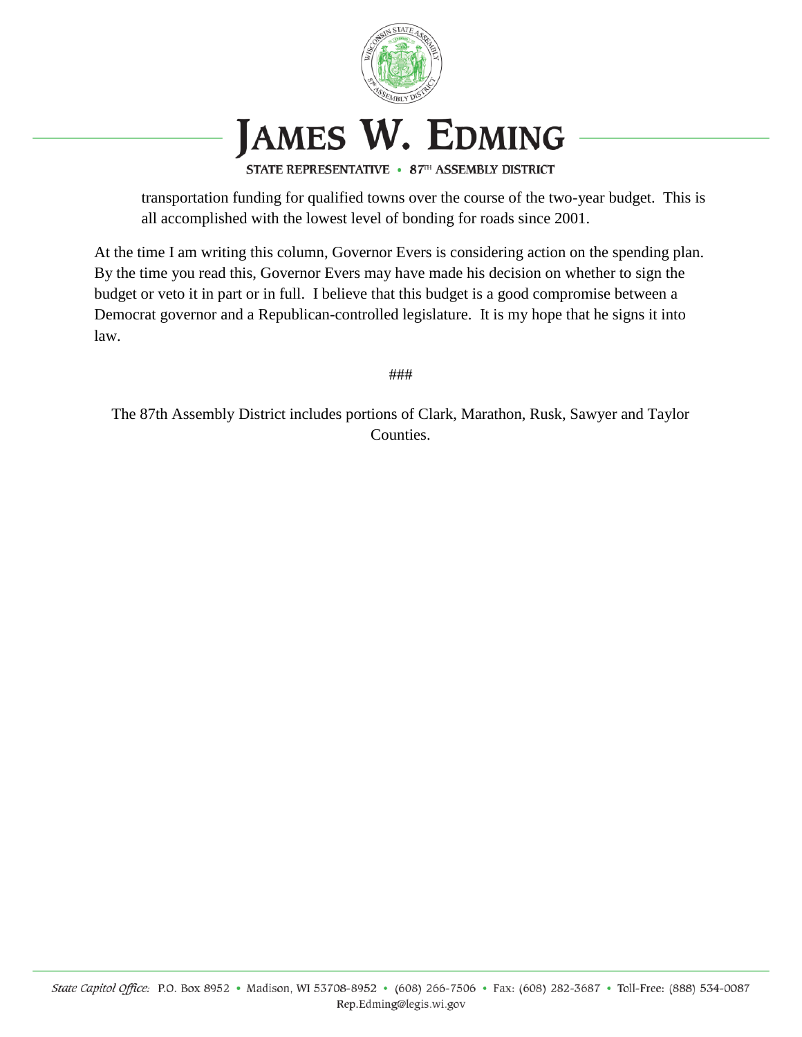transportation funding for qualified towns over the course of the two-year budget. This is all accomplished with the lowest level of bonding for roads since 2001.

At the time I am writing this column, Governor Evers is considering action on the spending plan. By the time you read this, Governor Evers may have made his decision on whether to sign the budget or veto it in part or in full. I believe that this budget is a good compromise between a Democrat governor and a Republican-controlled legislature. It is my hope that he signs it into law.

###

The 87th Assembly District includes portions of Clark, Marathon, Rusk, Sawyer and Taylor Counties.